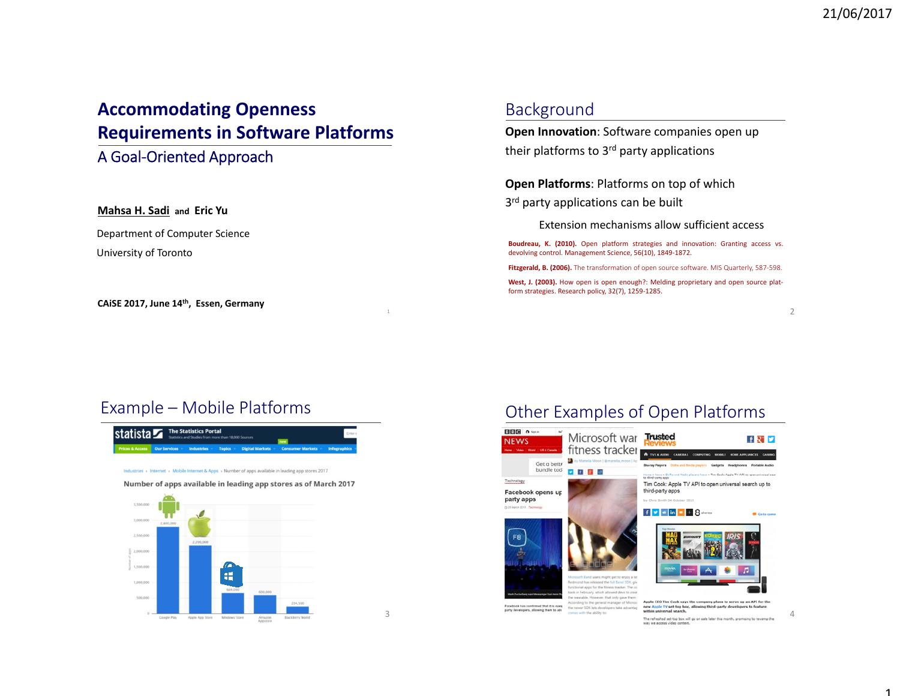# Accommodating Openness Requirements in Software Platforms

## A Goal-Oriented Approach

**Mahsa H. Sadi** and **Eric Yu**

Department of Computer Science

University of Toronto

**CAiSE 2017, June 14th, Essen, Germany**

## Background

**Open Innovation**: Software companies open up their platforms to 3rd party applications

**Open Platforms**: Platforms on top of which 3rd party applications can be built

Extension mechanisms allow sufficient access

**Boudreau, K. (2010).** Open platform strategies and innovation: Granting access vs. devolving control. Management Science, 56(10), 1849-1872.

**Fitzgerald, B. (2006).** The transformation of open source software. MIS Quarterly, 587-598.

**West, J. (2003).** How open is open enough?: Melding proprietary and open source platform strategies. Research policy, 32(7), 1259-1285.

## Example – Mobile Platforms

Number of apps available in leading app stores as of March 2017

| App store | Number of apps |
| --- | --- |
| Google Play | 2,800,000 |
| Apple App Store | 2,200,000 |
| Windows Store | 669,000 |
| Amazon Appstore | 600,000 |
| BlackBerry World | 234,500 |

## Other Examples of Open Platforms

Facebook opens up party apps

Microsoft wants ... fitness tracker

Tim Cook: Apple TV API to open universal search up to third-party apps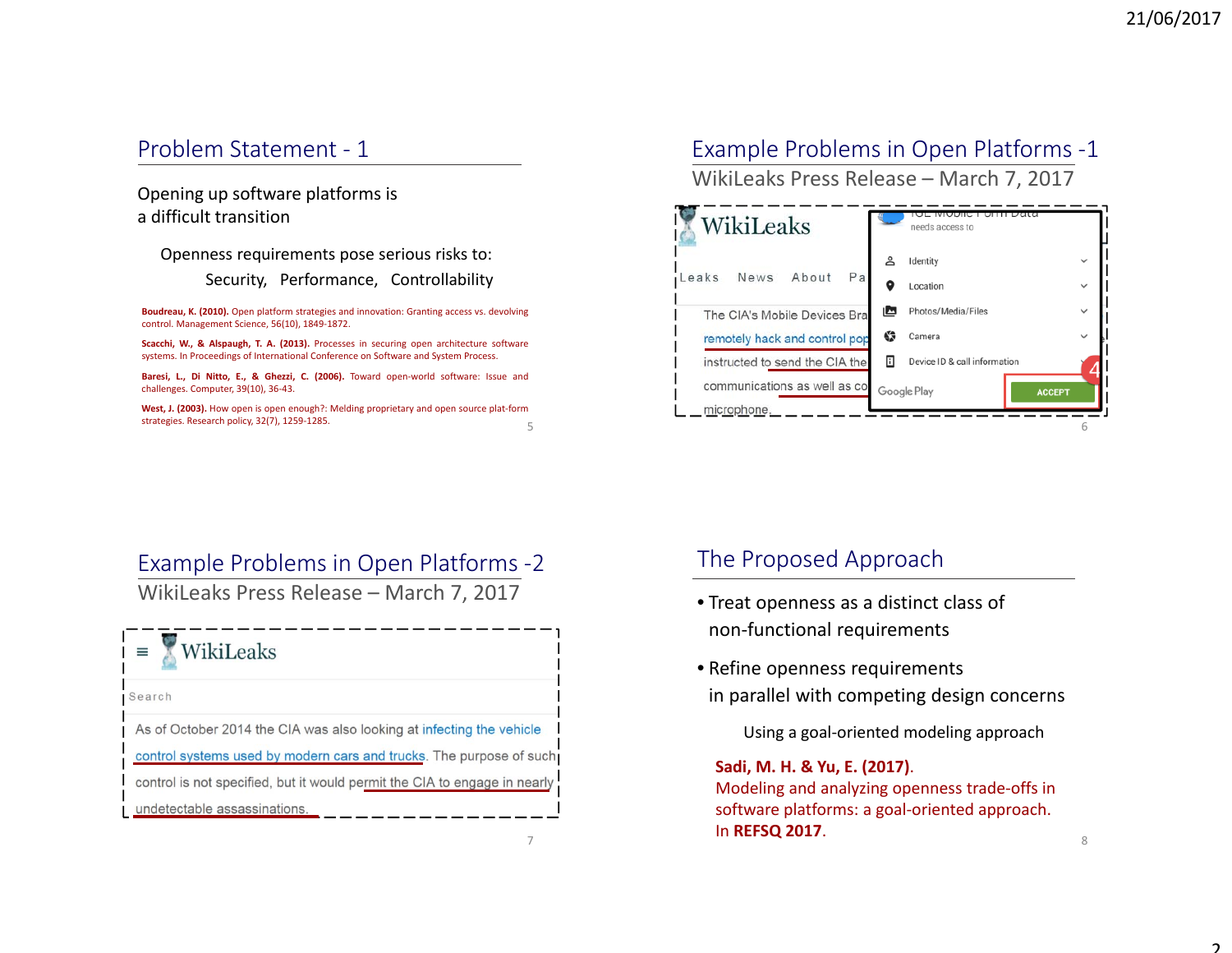## Problem Statement - 1

Opening up software platforms is a difficult transition

Openness requirements pose serious risks to:

Security, Performance, Controllability

**Boudreau, K. (2010).** Open platform strategies and innovation: Granting access vs. devolving control. Management Science, 56(10), 1849-1872.

**Scacchi, W., & Alspaugh, T. A. (2013).** Processes in securing open architecture software systems. In Proceedings of International Conference on Software and System Process.

**Baresi, L., Di Nitto, E., & Ghezzi, C. (2006).** Toward open-world software: Issue and challenges. Computer, 39(10), 36-43.

**West, J. (2003).** How open is open enough?: Melding proprietary and open source plat-form strategies. Research policy, 32(7), 1259-1285.

## Example Problems in Open Platforms -1

WikiLeaks Press Release – March 7, 2017

WikiLeaks

Leaks News About Pa

The CIA's Mobile Devices Bra

remotely hack and control pop

instructed to send the CIA the

communications as well as co

microphone.

needs access to

Identity

Location

Photos/Media/Files

Camera

Device ID & call information

Google Play

ACCEPT

## Example Problems in Open Platforms -2

WikiLeaks Press Release – March 7, 2017

WikiLeaks

Search

As of October 2014 the CIA was also looking at infecting the vehicle control systems used by modern cars and trucks. The purpose of such control is not specified, but it would permit the CIA to engage in nearly undetectable assassinations.

## The Proposed Approach

- Treat openness as a distinct class of non-functional requirements
- Refine openness requirements in parallel with competing design concerns

Using a goal-oriented modeling approach

**Sadi, M. H. & Yu, E. (2017).** Modeling and analyzing openness trade-offs in software platforms: a goal-oriented approach. In **REFSQ 2017**.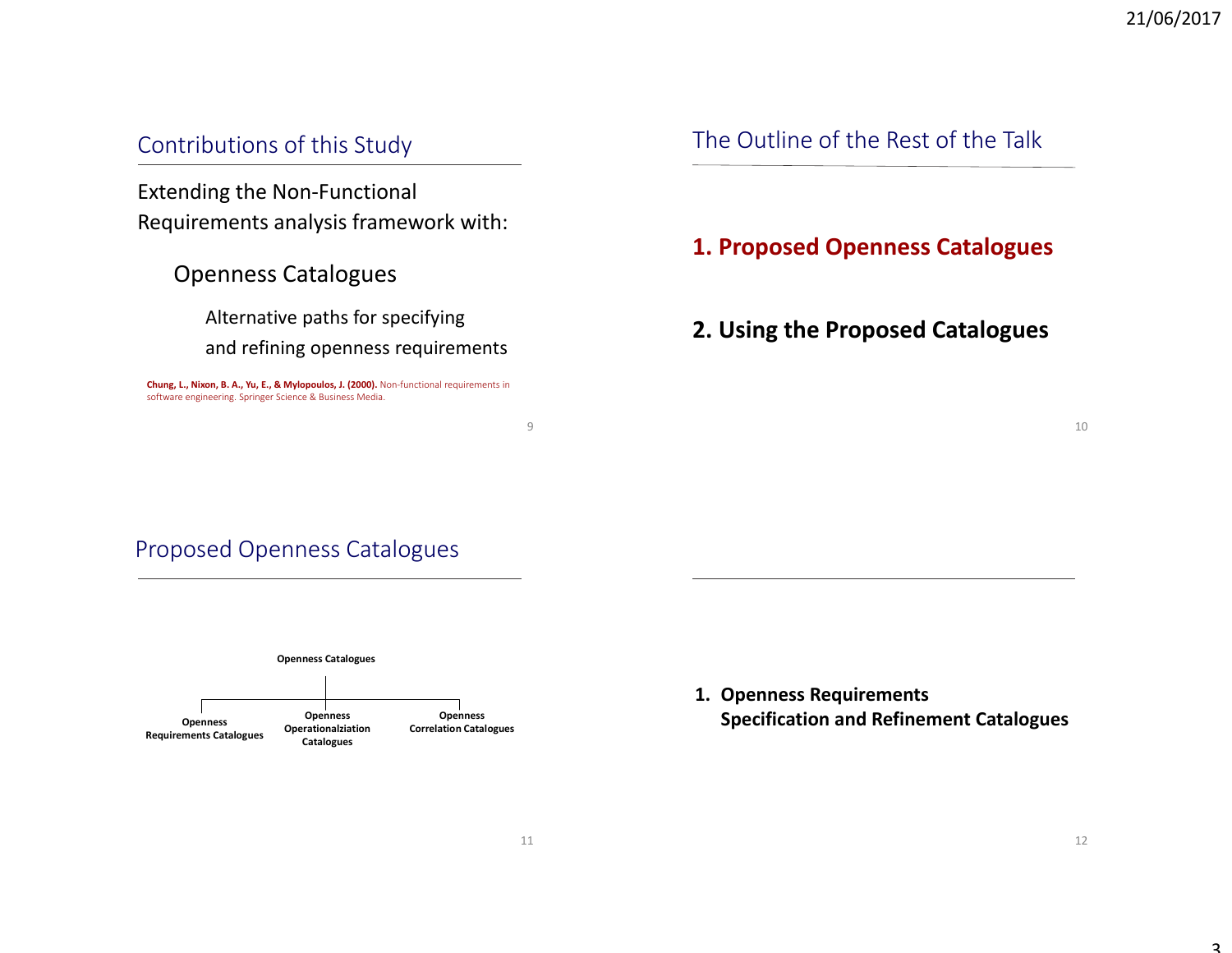## Contributions of this Study

Extending the Non-Functional Requirements analysis framework with:

Openness Catalogues

Alternative paths for specifying and refining openness requirements

**Chung, L., Nixon, B. A., Yu, E., & Mylopoulos, J. (2000).** Non-functional requirements in software engineering. Springer Science & Business Media.

## The Outline of the Rest of the Talk

**1. Proposed Openness Catalogues**

**2. Using the Proposed Catalogues**

## Proposed Openness Catalogues

**Openness Catalogues**

- **Openness Requirements Catalogues**
- **Openness Operationalziation Catalogues**
- **Openness Correlation Catalogues**

**1. Openness Requirements Specification and Refinement Catalogues**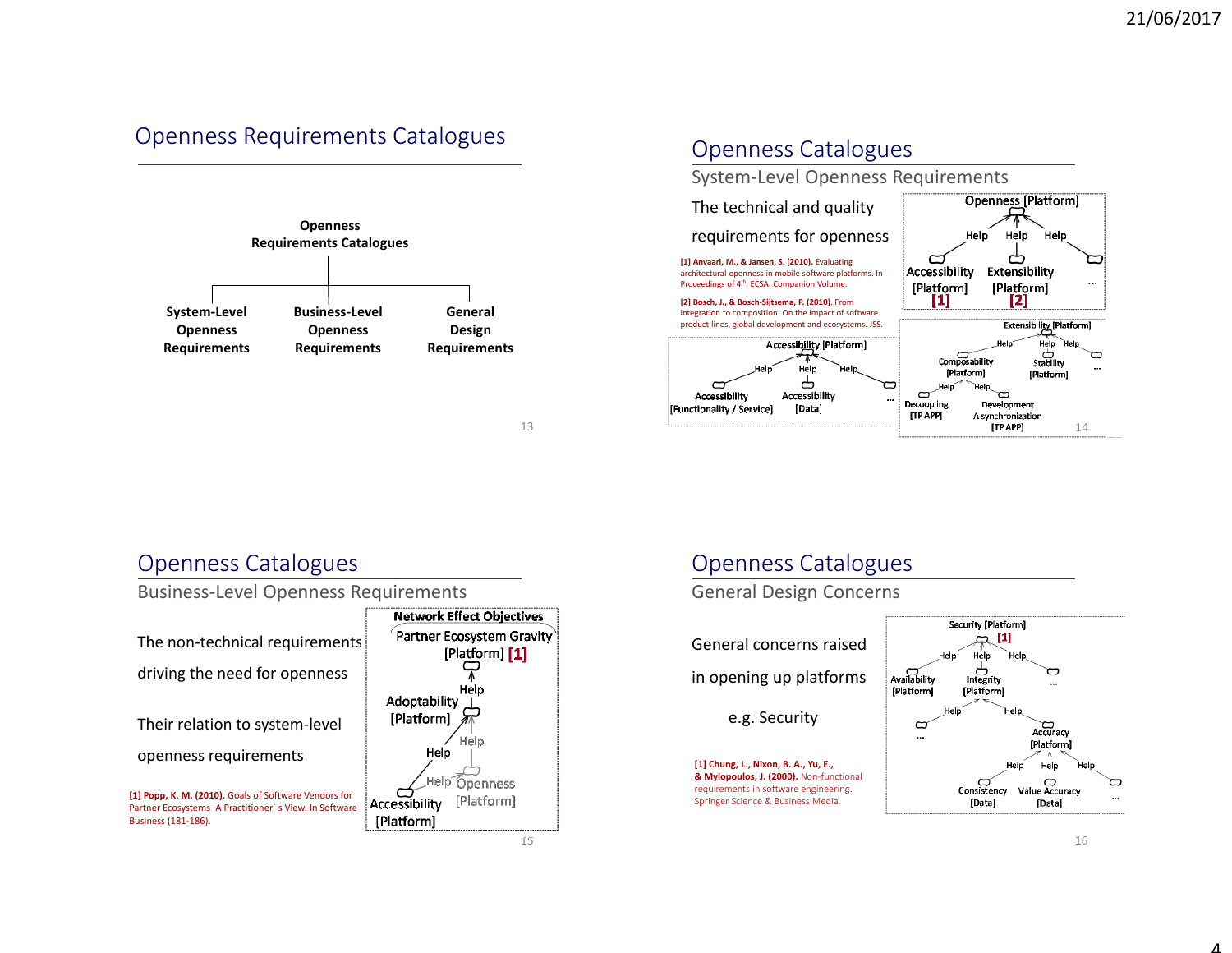## Openness Requirements Catalogues

**Openness Requirements Catalogues**

- **System-Level Openness Requirements**
- **Business-Level Openness Requirements**
- **General Design Requirements**

## Openness Catalogues

### System-Level Openness Requirements

The technical and quality requirements for openness

Openness [Platform] — Help — Accessibility [Platform] [1]; Help — Extensibility [Platform] [2]; Help — ...

Accessibility [Platform] — Help — Accessibility [Functionality / Service]; Help — Accessibility [Data]; Help — ...

Extensibility [Platform] — Help — Composability [Platform] (Help — Decoupling [TP APP]; Help — Development A synchronization [TP APP]); Help — Stability [Platform]; Help — ...

[1] Anvaari, M., & Jansen, S. (2010). Evaluating architectural openness in mobile software platforms. In Proceedings of 4th ECSA: Companion Volume.

[2] Bosch, J., & Bosch-Sijtsema, P. (2010). From integration to composition: On the impact of software product lines, global development and ecosystems. JSS.

## Openness Catalogues

### Business-Level Openness Requirements

The non-technical requirements driving the need for openness

Their relation to system-level openness requirements

**Network Effect Objectives**

Partner Ecosystem Gravity [Platform] [1] — Help — Adoptability [Platform] — Help — Accessibility [Platform]; Help — Openness [Platform]

[1] Popp, K. M. (2010). Goals of Software Vendors for Partner Ecosystems–A Practitioner´s View. In Software Business (181-186).

## Openness Catalogues

### General Design Concerns

General concerns raised in opening up platforms

e.g. Security

Security [Platform] [1] — Help — Availability [Platform]; Help — Integrity [Platform]; Help — ...

Integrity [Platform] — Help — ...; Help — Accuracy [Platform]

Accuracy [Platform] — Help — Consistency [Data]; Help — Value Accuracy [Data]; Help — ...

[1] Chung, L., Nixon, B. A., Yu, E., & Mylopoulos, J. (2000). Non-functional requirements in software engineering. Springer Science & Business Media.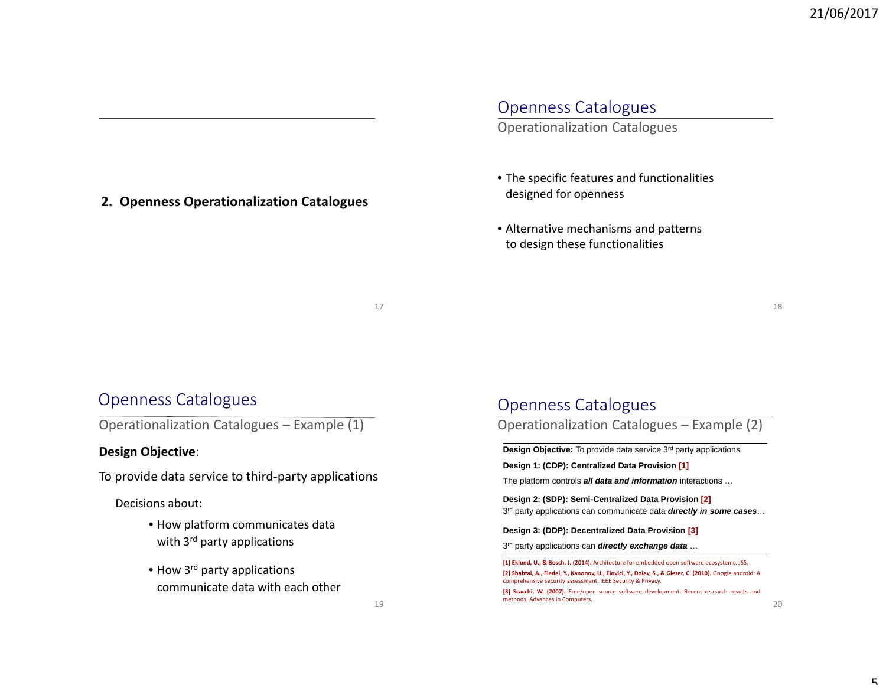## 2. Openness Operationalization Catalogues

## Openness Catalogues

### Operationalization Catalogues

- The specific features and functionalities designed for openness
- Alternative mechanisms and patterns to design these functionalities

## Openness Catalogues

### Operationalization Catalogues – Example (1)

**Design Objective**:

To provide data service to third-party applications

Decisions about:

- How platform communicates data with 3rd party applications
- How 3rd party applications communicate data with each other

## Openness Catalogues

### Operationalization Catalogues – Example (2)

**Design Objective:** To provide data service 3rd party applications

**Design 1: (CDP): Centralized Data Provision [1]**

The platform controls ***all data and information*** interactions …

**Design 2: (SDP): Semi-Centralized Data Provision [2]**

3rd party applications can communicate data ***directly in some cases***…

**Design 3: (DDP): Decentralized Data Provision [3]**

3rd party applications can ***directly exchange data*** …

**[1] Eklund, U., & Bosch, J. (2014).** Architecture for embedded open software ecosystems. JSS.

**[2] Shabtai, A., Fledel, Y., Kanonov, U., Elovici, Y., Dolev, S., & Glezer, C. (2010).** Google android: A comprehensive security assessment. IEEE Security & Privacy.

**[3] Scacchi, W. (2007).** Free/open source software development: Recent research results and methods. Advances in Computers.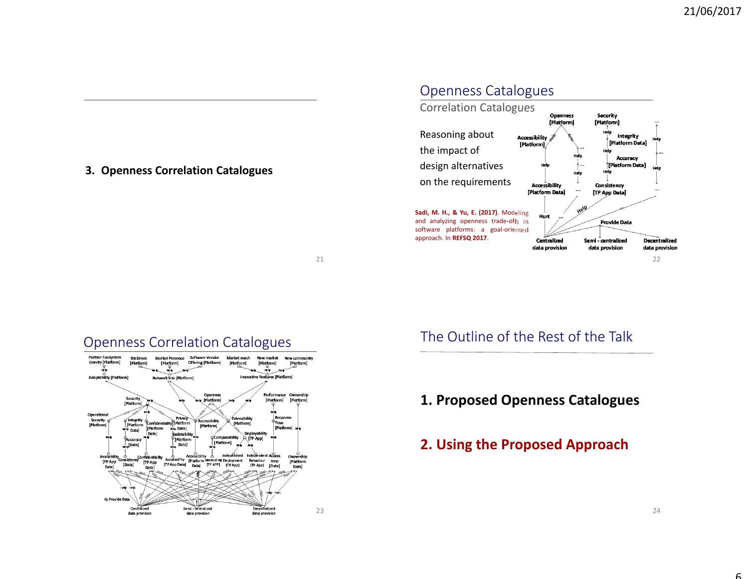## 3. Openness Correlation Catalogues

## Openness Catalogues

### Correlation Catalogues

Reasoning about the impact of design alternatives on the requirements

**Sadi, M. H., & Yu, E. (2017).** Modeling and analyzing openness trade-offs in software platforms: a goal-oriented approach. In **REFSQ 2017**.

## Openness Correlation Catalogues

## The Outline of the Rest of the Talk

**1. Proposed Openness Catalogues**

**2. Using the Proposed Approach**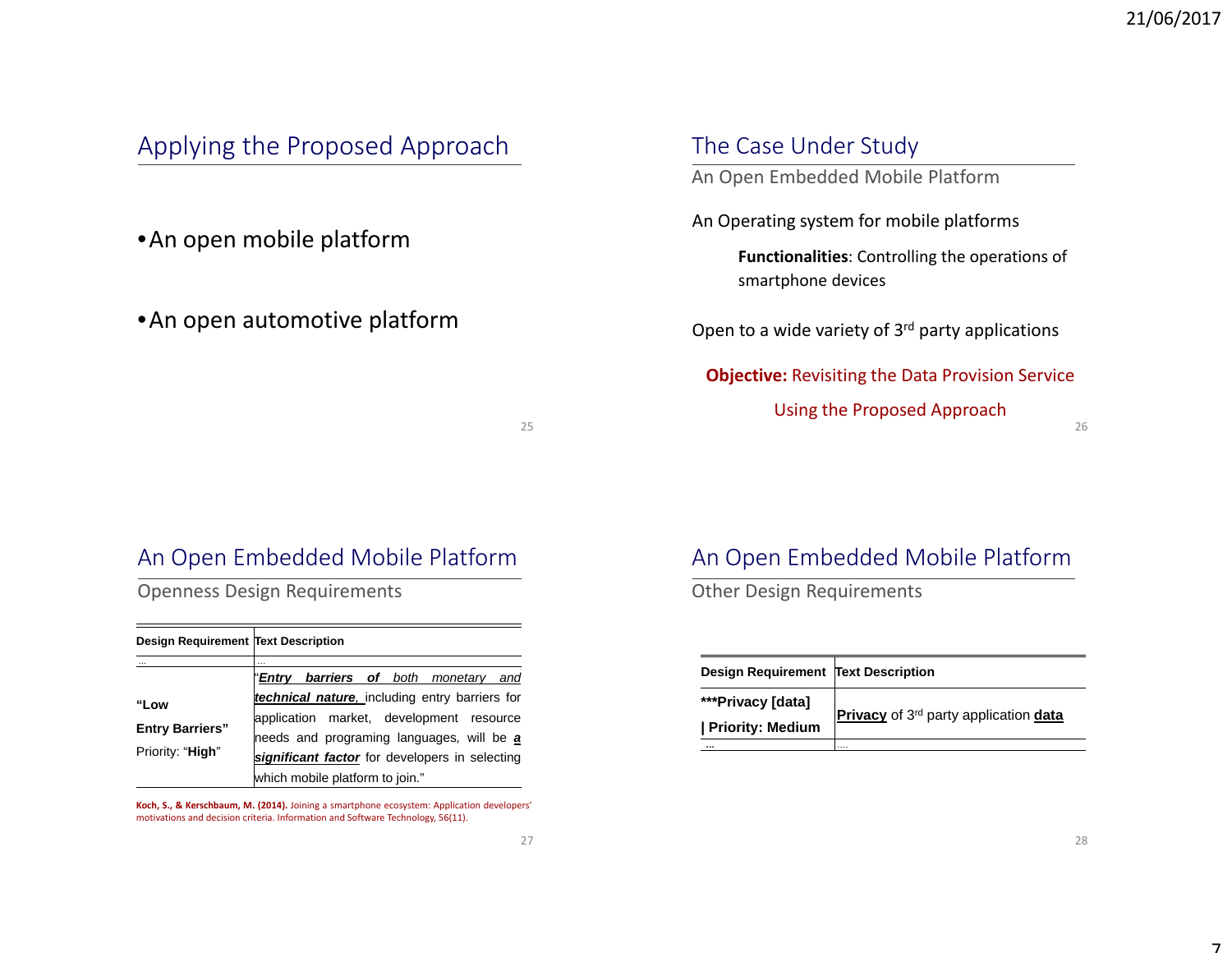## Applying the Proposed Approach

- An open mobile platform
- An open automotive platform

## The Case Under Study

### An Open Embedded Mobile Platform

An Operating system for mobile platforms

**Functionalities**: Controlling the operations of smartphone devices

Open to a wide variety of 3rd party applications

**Objective:** Revisiting the Data Provision Service Using the Proposed Approach

## An Open Embedded Mobile Platform

### Openness Design Requirements

| Design Requirement | Text Description |
|---|---|
| … | … |
| "Low Entry Barriers" Priority: "**High**" | "***Entry barriers of*** *both monetary and* ***technical nature,*** including entry barriers for application market, development resource needs and programing languages, will be ***a significant factor*** for developers in selecting which mobile platform to join." |

**Koch, S., & Kerschbaum, M. (2014).** Joining a smartphone ecosystem: Application developers' motivations and decision criteria. Information and Software Technology, 56(11).

## An Open Embedded Mobile Platform

### Other Design Requirements

| Design Requirement | Text Description |
|---|---|
| ***Privacy [data] \| Priority: Medium | **Privacy** of 3rd party application **data** |
| … | …. |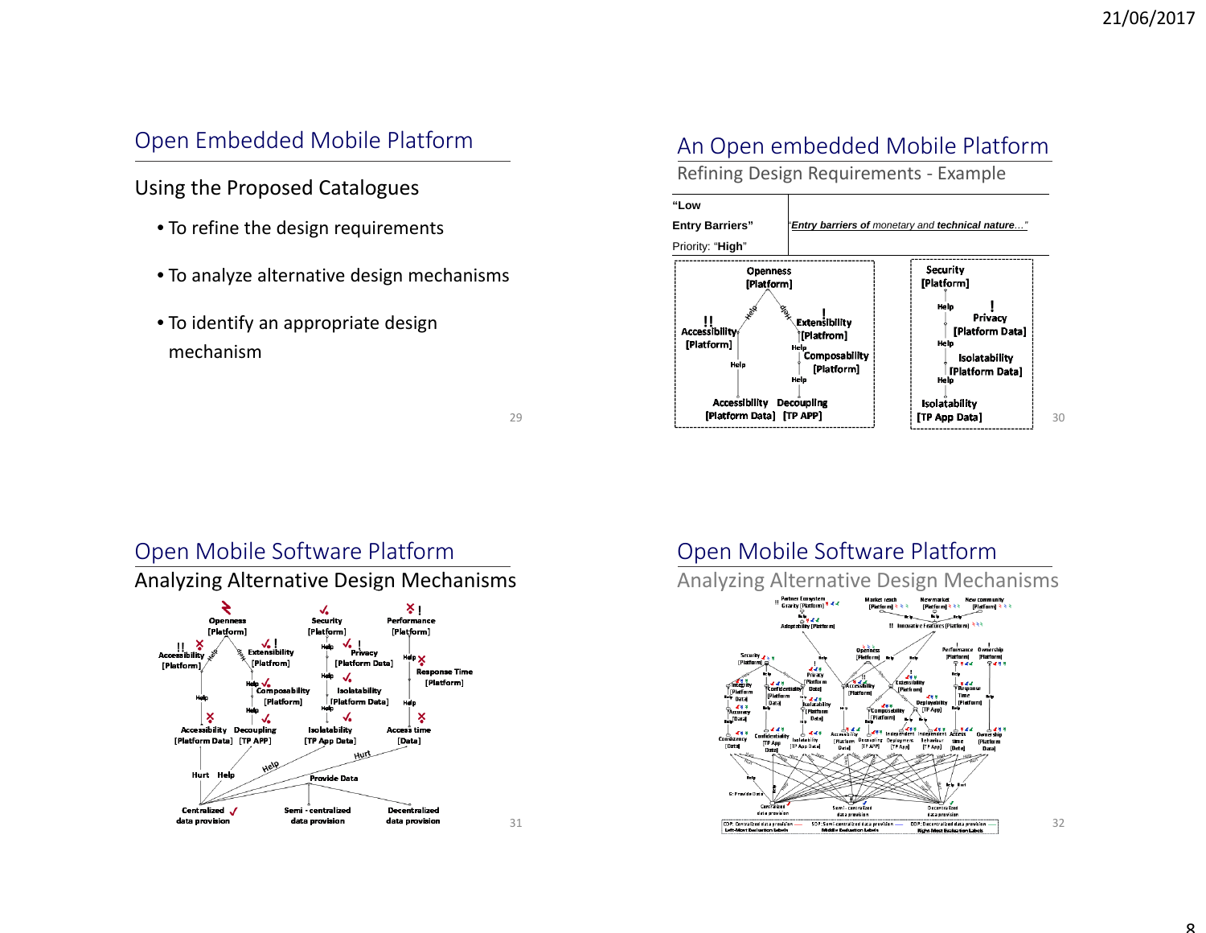## Open Embedded Mobile Platform

### Using the Proposed Catalogues

- To refine the design requirements
- To analyze alternative design mechanisms
- To identify an appropriate design mechanism

## An Open embedded Mobile Platform

### Refining Design Requirements - Example

| "Low Entry Barriers" Priority: "High" | "*Entry barriers of monetary and technical nature…*" |
|---|---|

Openness [Platform] — Help → !! Accessibility [Platform]; Help → ! Extensibility [Platfrom]; Help → Composability [Platform]; Help → Accessibility [Platform Data]; Help → Decoupling [TP APP]

Security [Platform] — Help → ! Privacy [Platform Data]; Help → Isolatability [Platform Data]; Help → Isolatability [TP App Data]

## Open Mobile Software Platform

### Analyzing Alternative Design Mechanisms

Openness [Platform]; Security [Platform]; Performance [Platform]; Accessibility [Platform]; Extensibility [Platfrom]; Privacy [Platform Data]; Response Time [Platform]; Composability [Platform]; Isolatability [Platform Data]; Accessibility [Platform Data]; Decoupling [TP APP]; Isolatability [TP App Data]; Access time [Data]

Provide Data: Centralized data provision; Semi - centralized data provision; Decentralized data provision

## Open Mobile Software Platform

### Analyzing Alternative Design Mechanisms

CDP: Centralized data provision — Left-Most Evaluation Labels; SDP: Semi-centralized data provision — Middle Evaluation Labels; DDP: Decentralized data provision — Right-Most Evaluation Labels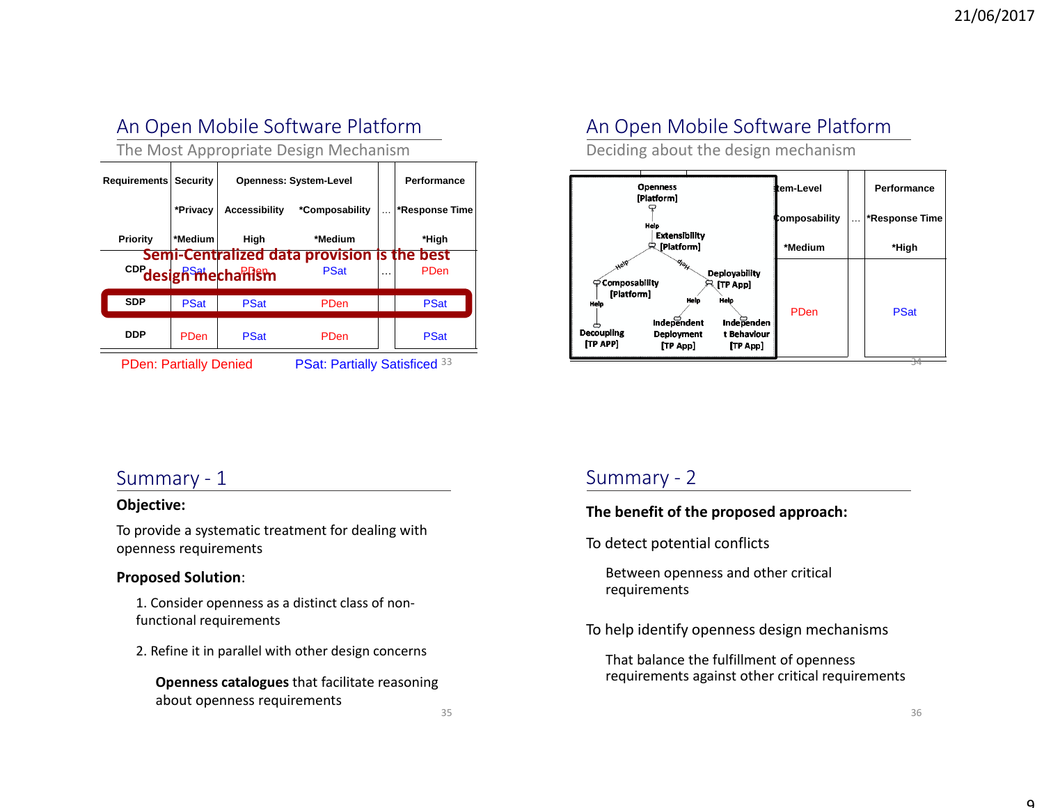## An Open Mobile Software Platform

### The Most Appropriate Design Mechanism

| Requirements | Security | Openness: System-Level | | … | Performance |
|---|---|---|---|---|---|
| | *Privacy | Accessibility | *Composability | … | *Response Time |
| Priority | *Medium | High | *Medium | | *High |
| CDP | PSat | PDen | PSat | … | PDen |
| SDP | PSat | PSat | PDen | | PSat |
| DDP | PDen | PSat | PDen | | PSat |

**Semi-Centralized data provision is the best design mechanism**

PDen: Partially Denied  PSat: Partially Satisficed

## An Open Mobile Software Platform

### Deciding about the design mechanism

Openness [Platform]
Help
Extensibility [Platform]
Help Help
Composability [Platform]  Deployability [TP App]
Help  Help Help
Decoupling [TP APP]  Independent Deployment [TP App]  Independent Behaviour [TP App]

| …tem-Level | … | Performance |
|---|---|---|
| Composability | … | *Response Time |
| *Medium | | *High |
| PDen | | PSat |

## Summary - 1

**Objective:**

To provide a systematic treatment for dealing with openness requirements

**Proposed Solution:**

1. Consider openness as a distinct class of non-functional requirements

2. Refine it in parallel with other design concerns

   **Openness catalogues** that facilitate reasoning about openness requirements

## Summary - 2

**The benefit of the proposed approach:**

To detect potential conflicts

   Between openness and other critical requirements

To help identify openness design mechanisms

   That balance the fulfillment of openness requirements against other critical requirements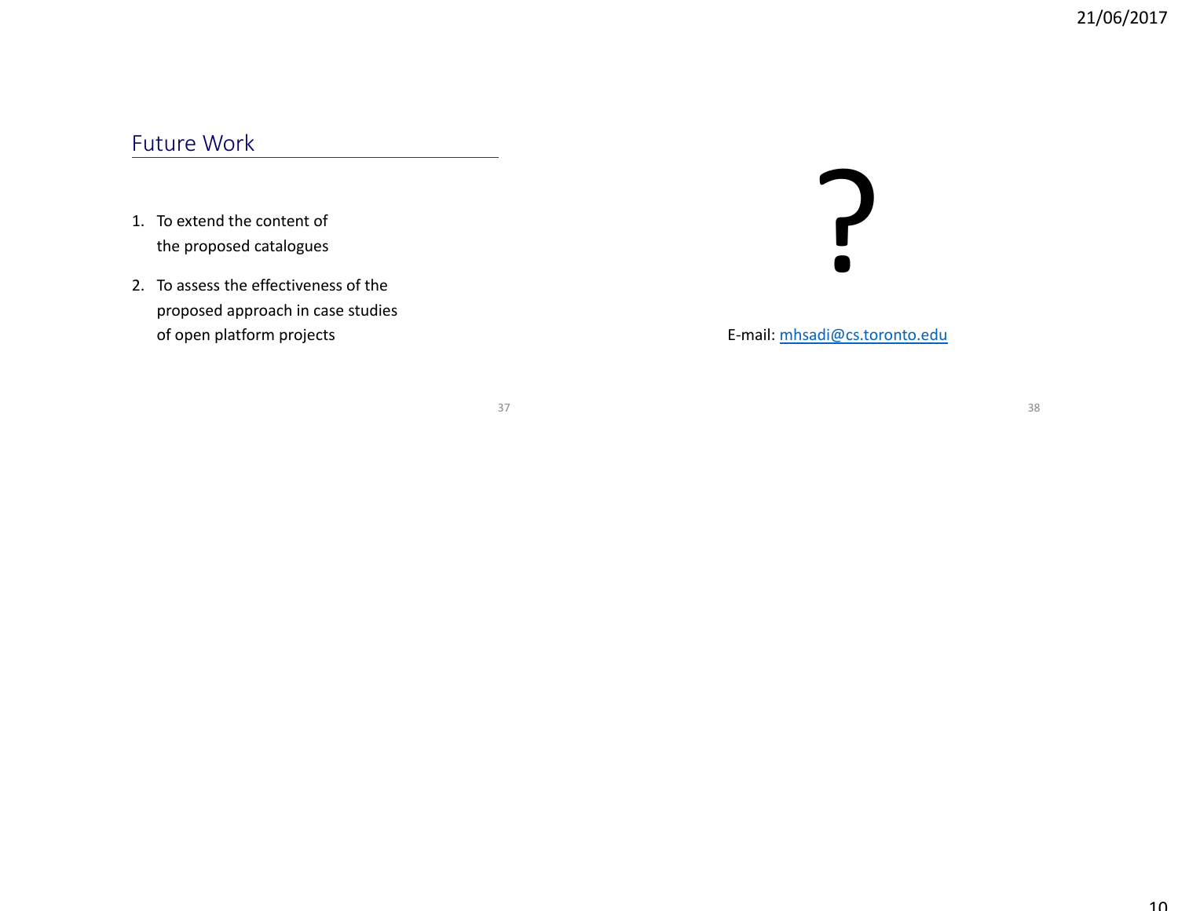## Future Work

1. To extend the content of the proposed catalogues
2. To assess the effectiveness of the proposed approach in case studies of open platform projects

?

E-mail: mhsadi@cs.toronto.edu